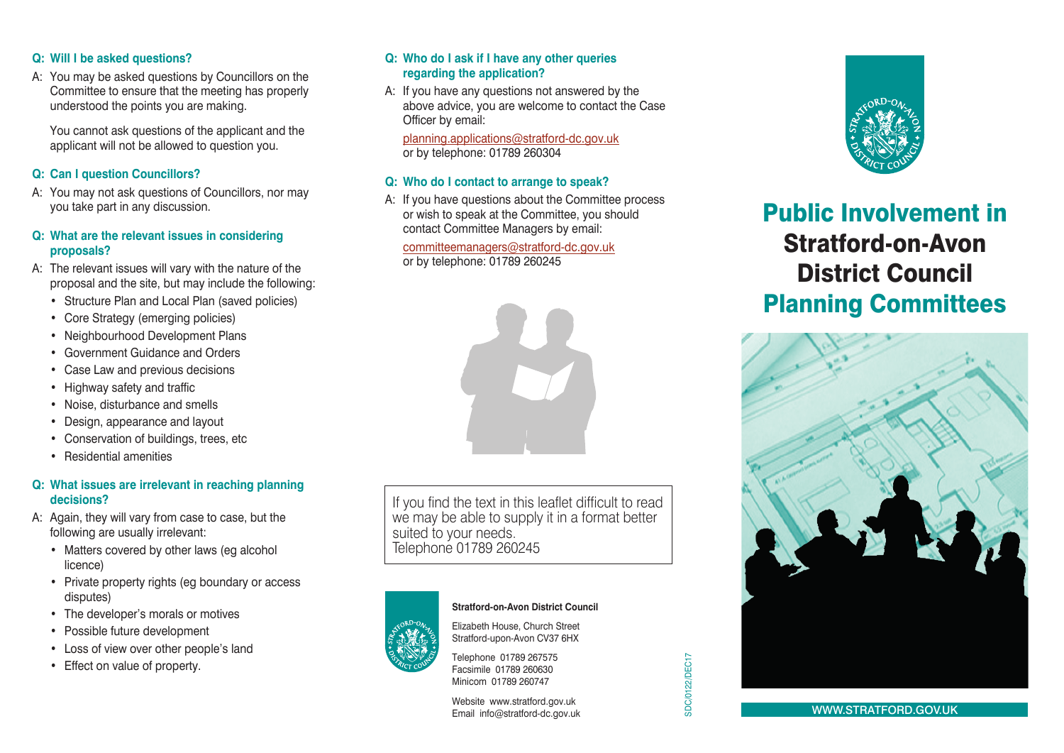**Q: Will I be asked questions?**

A: You may be asked questions by Councillors on the Committee to ensure that the meeting has properly understood the points you are making.

You cannot ask questions of the applicant and the applicant will not be allowed to question you.

**Q: Can I question Councillors?**

A: You may not ask questions of Councillors, nor may you take part in any discussion.

**Q: What are the relevant issues in considering proposals?**

A: The relevant issues will vary with the nature of the proposal and the site, but may include the following:

- Structure Plan and Local Plan (saved policies)
- Core Strategy (emerging policies)
- Neighbourhood Development Plans
- Government Guidance and Orders
- Case Law and previous decisions
- Highway safety and traffic
- Noise, disturbance and smells
- Design, appearance and layout
- Conservation of buildings, trees, etc
- Residential amenities

**Q: What issues are irrelevant in reaching planning decisions?**

A: Again, they will vary from case to case, but the following are usually irrelevant:

- Matters covered by other laws (eg alcohol licence)
- Private property rights (eg boundary or access disputes)
- The developer's morals or motives
- Possible future development
- Loss of view over other people's land
- Effect on value of property.

**Q: Who do I ask if I have any other queries regarding the application?**

A: If you have any questions not answered by the above advice, you are welcome to contact the Case Officer by email:

planning.applications@stratford-dc.gov.uk
or by telephone: 01789 260304

**Q: Who do I contact to arrange to speak?**

A: If you have questions about the Committee process or wish to speak at the Committee, you should contact Committee Managers by email:

committeemanagers@stratford-dc.gov.uk
or by telephone: 01789 260245

If you find the text in this leaflet difficult to read we may be able to supply it in a format better suited to your needs.
Telephone 01789 260245

**Stratford-on-Avon District Council**

Elizabeth House, Church Street
Stratford-upon-Avon CV37 6HX

Telephone 01789 267575
Facsimile 01789 260630
Minicom 01789 260747

Website www.stratford.gov.uk
Email info@stratford-dc.gov.uk

SDC/0122/DEC17

# Public Involvement in Stratford-on-Avon District Council Planning Committees

WWW.STRATFORD.GOV.UK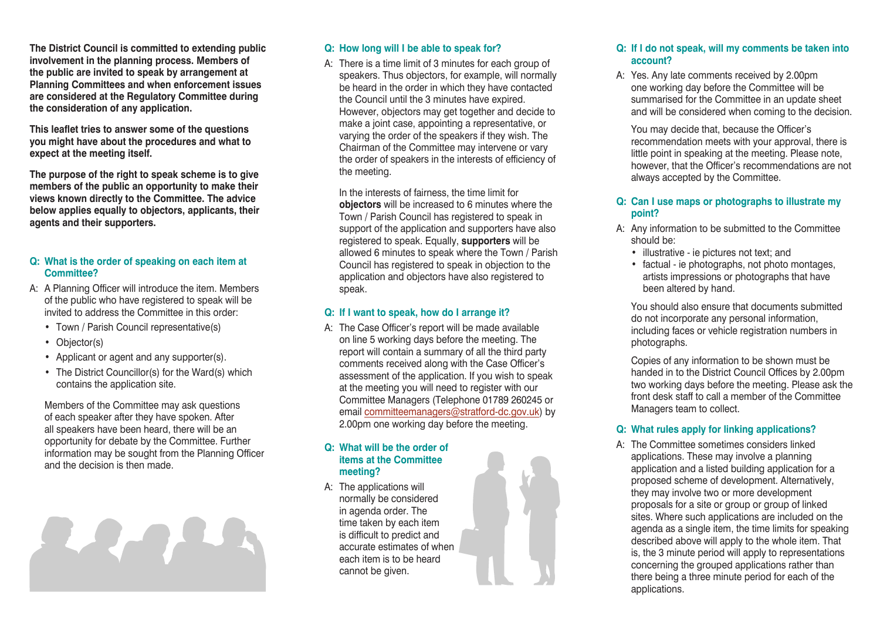**The District Council is committed to extending public involvement in the planning process. Members of the public are invited to speak by arrangement at Planning Committees and when enforcement issues are considered at the Regulatory Committee during the consideration of any application.**

**This leaflet tries to answer some of the questions you might have about the procedures and what to expect at the meeting itself.**

**The purpose of the right to speak scheme is to give members of the public an opportunity to make their views known directly to the Committee. The advice below applies equally to objectors, applicants, their agents and their supporters.**

### Q: What is the order of speaking on each item at Committee?

A: A Planning Officer will introduce the item. Members of the public who have registered to speak will be invited to address the Committee in this order:

- Town / Parish Council representative(s)
- Objector(s)
- Applicant or agent and any supporter(s).
- The District Councillor(s) for the Ward(s) which contains the application site.

Members of the Committee may ask questions of each speaker after they have spoken. After all speakers have been heard, there will be an opportunity for debate by the Committee. Further information may be sought from the Planning Officer and the decision is then made.

### Q: How long will I be able to speak for?

A: There is a time limit of 3 minutes for each group of speakers. Thus objectors, for example, will normally be heard in the order in which they have contacted the Council until the 3 minutes have expired. However, objectors may get together and decide to make a joint case, appointing a representative, or varying the order of the speakers if they wish. The Chairman of the Committee may intervene or vary the order of speakers in the interests of efficiency of the meeting.

In the interests of fairness, the time limit for **objectors** will be increased to 6 minutes where the Town / Parish Council has registered to speak in support of the application and supporters have also registered to speak. Equally, **supporters** will be allowed 6 minutes to speak where the Town / Parish Council has registered to speak in objection to the application and objectors have also registered to speak.

### Q: If I want to speak, how do I arrange it?

A: The Case Officer's report will be made available on line 5 working days before the meeting. The report will contain a summary of all the third party comments received along with the Case Officer's assessment of the application. If you wish to speak at the meeting you will need to register with our Committee Managers (Telephone 01789 260245 or email committeemanagers@stratford-dc.gov.uk) by 2.00pm one working day before the meeting.

### Q: What will be the order of items at the Committee meeting?

A: The applications will normally be considered in agenda order. The time taken by each item is difficult to predict and accurate estimates of when each item is to be heard cannot be given.

### Q: If I do not speak, will my comments be taken into account?

A: Yes. Any late comments received by 2.00pm one working day before the Committee will be summarised for the Committee in an update sheet and will be considered when coming to the decision.

You may decide that, because the Officer's recommendation meets with your approval, there is little point in speaking at the meeting. Please note, however, that the Officer's recommendations are not always accepted by the Committee.

### Q: Can I use maps or photographs to illustrate my point?

A: Any information to be submitted to the Committee should be:

- illustrative - ie pictures not text; and
- factual - ie photographs, not photo montages, artists impressions or photographs that have been altered by hand.

You should also ensure that documents submitted do not incorporate any personal information, including faces or vehicle registration numbers in photographs.

Copies of any information to be shown must be handed in to the District Council Offices by 2.00pm two working days before the meeting. Please ask the front desk staff to call a member of the Committee Managers team to collect.

### Q: What rules apply for linking applications?

A: The Committee sometimes considers linked applications. These may involve a planning application and a listed building application for a proposed scheme of development. Alternatively, they may involve two or more development proposals for a site or group or group of linked sites. Where such applications are included on the agenda as a single item, the time limits for speaking described above will apply to the whole item. That is, the 3 minute period will apply to representations concerning the grouped applications rather than there being a three minute period for each of the applications.